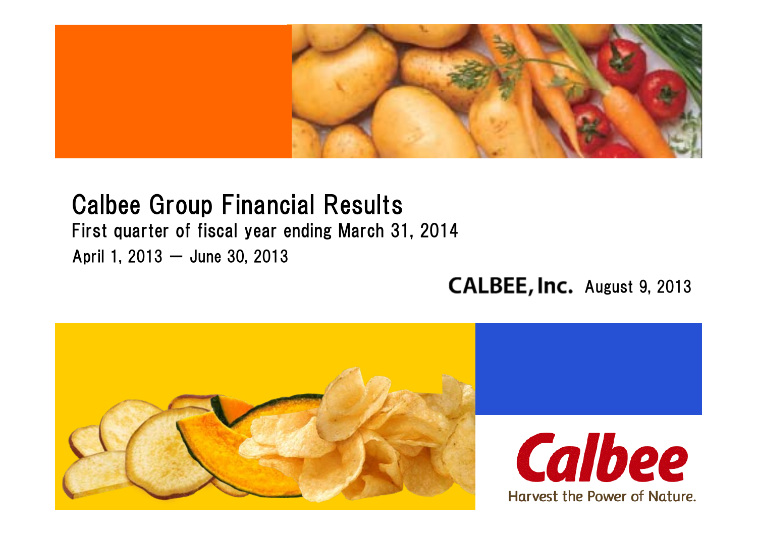# Calbee Group Financial Results

First quarter of fiscal year ending March 31, 2014

April 1, 2013 – June 30, 2013

CALBEE, Inc. August 9, 2013

Calbee

Harvest the Power of Nature.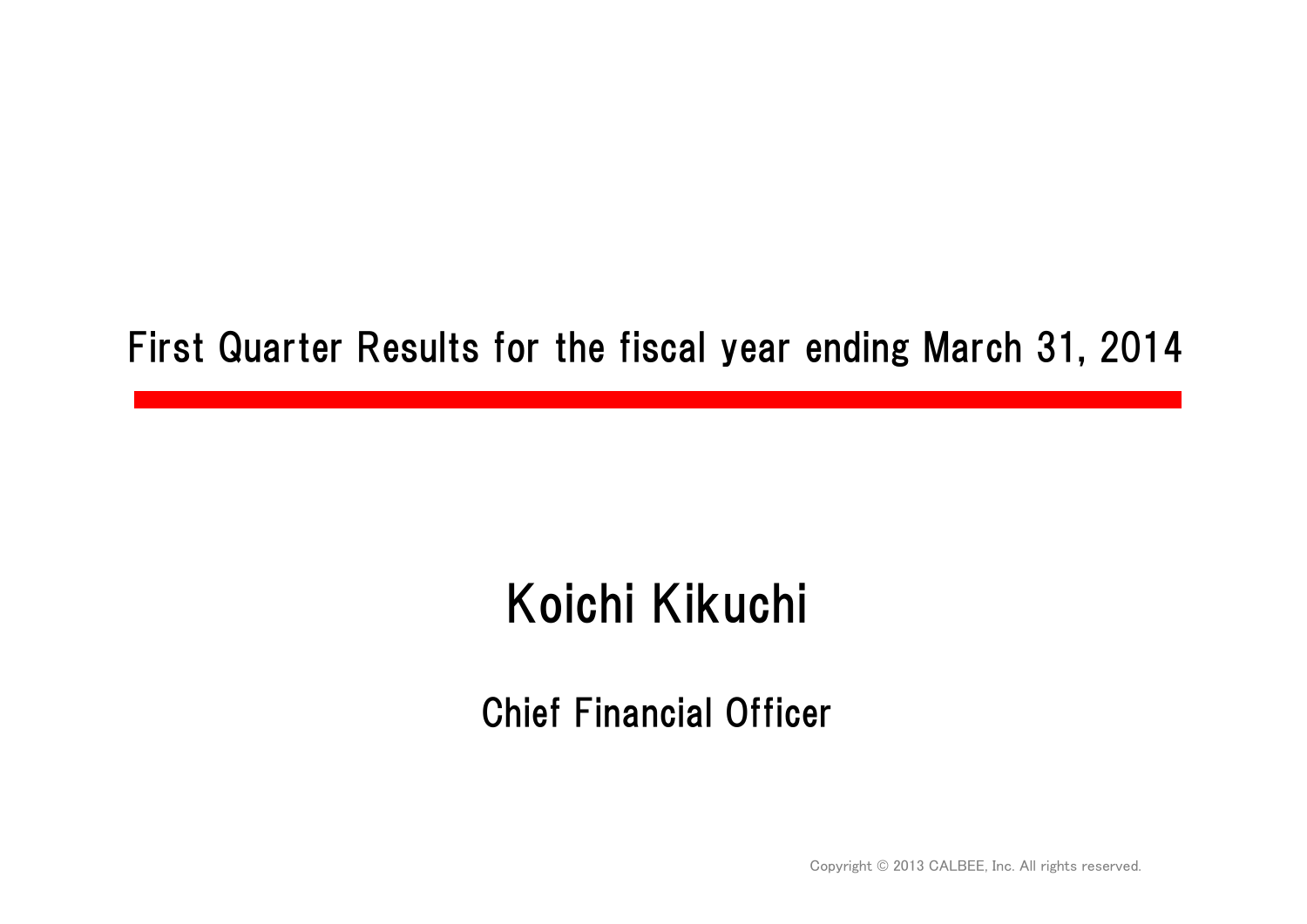# First Quarter Results for the fiscal year ending March 31, 2014

## Koichi Kikuchi

### Chief Financial Officer

Copyright © 2013 CALBEE, Inc. All rights reserved.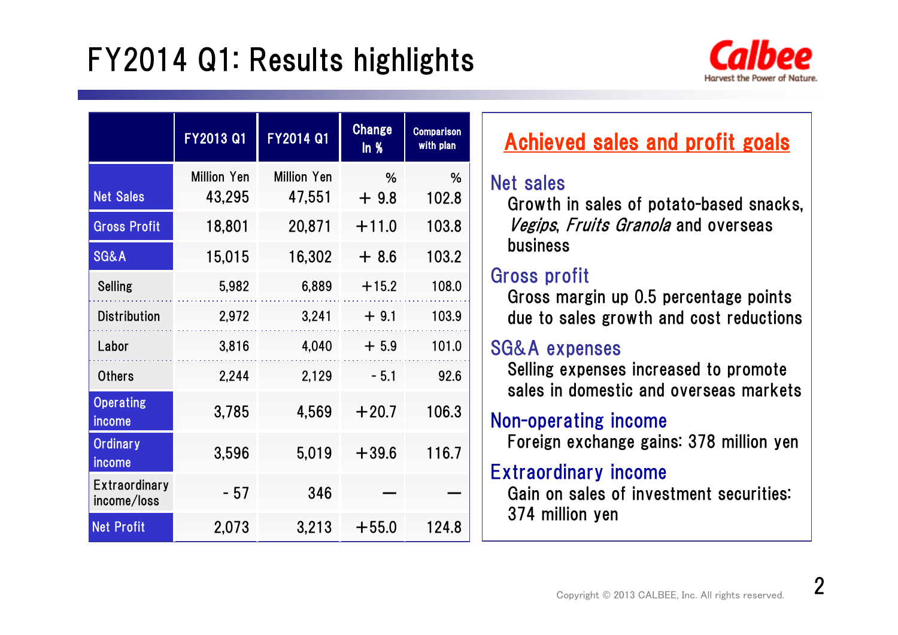# FY2014 Q1: Results highlights

| | FY2013 Q1 | FY2014 Q1 | Change In % | Comparison with plan |
|---|---|---|---|---|
| | Million Yen | Million Yen | % | % |
| Net Sales | 43,295 | 47,551 | + 9.8 | 102.8 |
| Gross Profit | 18,801 | 20,871 | +11.0 | 103.8 |
| SG&A | 15,015 | 16,302 | + 8.6 | 103.2 |
| Selling | 5,982 | 6,889 | +15.2 | 108.0 |
| Distribution | 2,972 | 3,241 | + 9.1 | 103.9 |
| Labor | 3,816 | 4,040 | + 5.9 | 101.0 |
| Others | 2,244 | 2,129 | - 5.1 | 92.6 |
| Operating income | 3,785 | 4,569 | +20.7 | 106.3 |
| Ordinary income | 3,596 | 5,019 | +39.6 | 116.7 |
| Extraordinary income/loss | - 57 | 346 | — | — |
| Net Profit | 2,073 | 3,213 | +55.0 | 124.8 |

## Achieved sales and profit goals

**Net sales**
Growth in sales of potato-based snacks, *Vegips*, *Fruits Granola* and overseas business

**Gross profit**
Gross margin up 0.5 percentage points due to sales growth and cost reductions

**SG&A expenses**
Selling expenses increased to promote sales in domestic and overseas markets

**Non-operating income**
Foreign exchange gains: 378 million yen

**Extraordinary income**
Gain on sales of investment securities: 374 million yen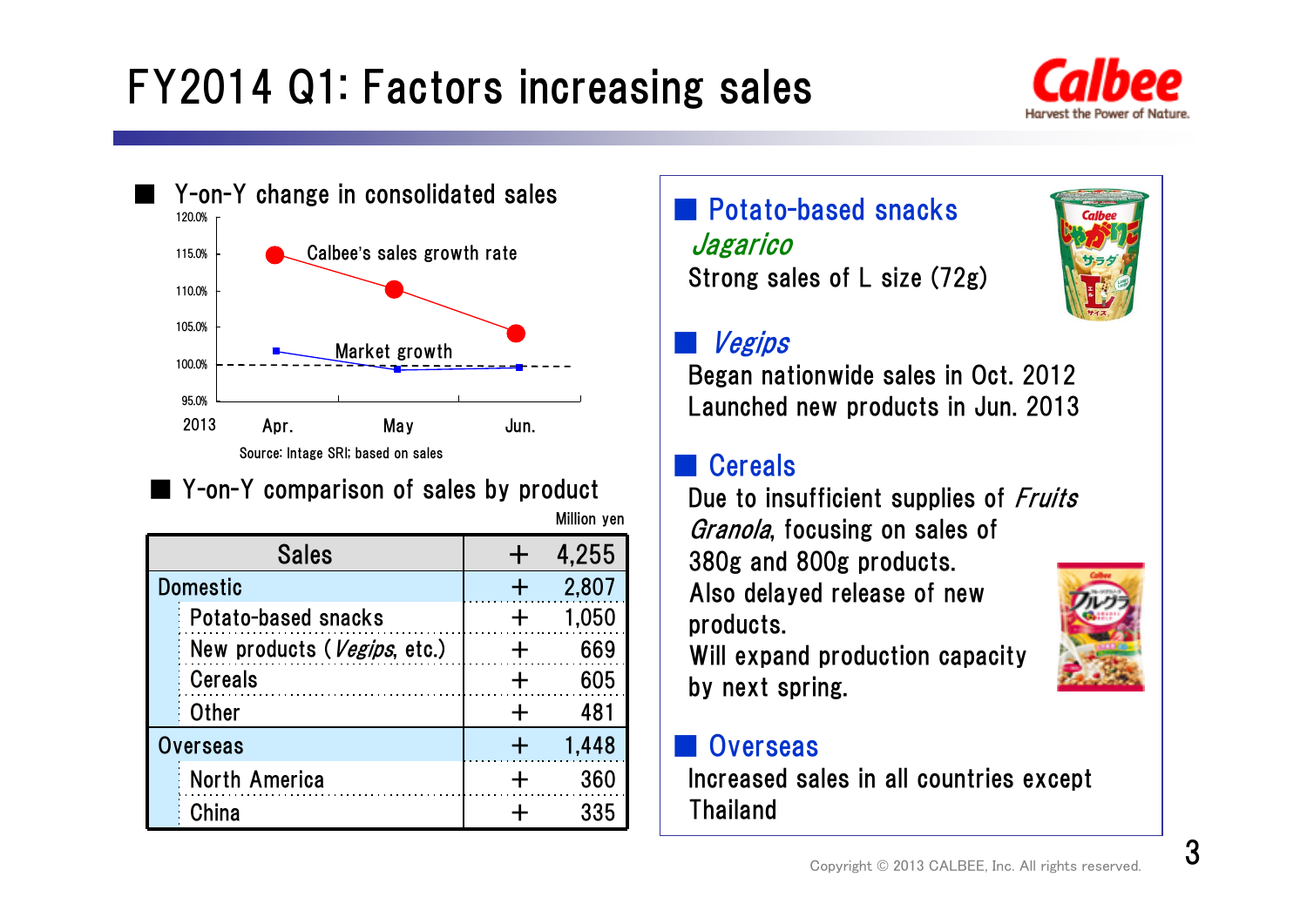# FY2014 Q1: Factors increasing sales

■ Y-on-Y change in consolidated sales

Calbee's sales growth rate

Market growth

2013 Apr. May Jun.

Source: Intage SRI; based on sales

■ Y-on-Y comparison of sales by product

Million yen

| Sales | + 4,255 |
|---|---|
| Domestic | + 2,807 |
| Potato-based snacks | + 1,050 |
| New products (*Vegips*, etc.) | + 669 |
| Cereals | + 605 |
| Other | + 481 |
| Overseas | + 1,448 |
| North America | + 360 |
| China | + 335 |

## ■ Potato-based snacks

*Jagarico*

Strong sales of L size (72g)

## ■ *Vegips*

Began nationwide sales in Oct. 2012
Launched new products in Jun. 2013

## ■ Cereals

Due to insufficient supplies of *Fruits Granola*, focusing on sales of 380g and 800g products.
Also delayed release of new products.
Will expand production capacity by next spring.

## ■ Overseas

Increased sales in all countries except Thailand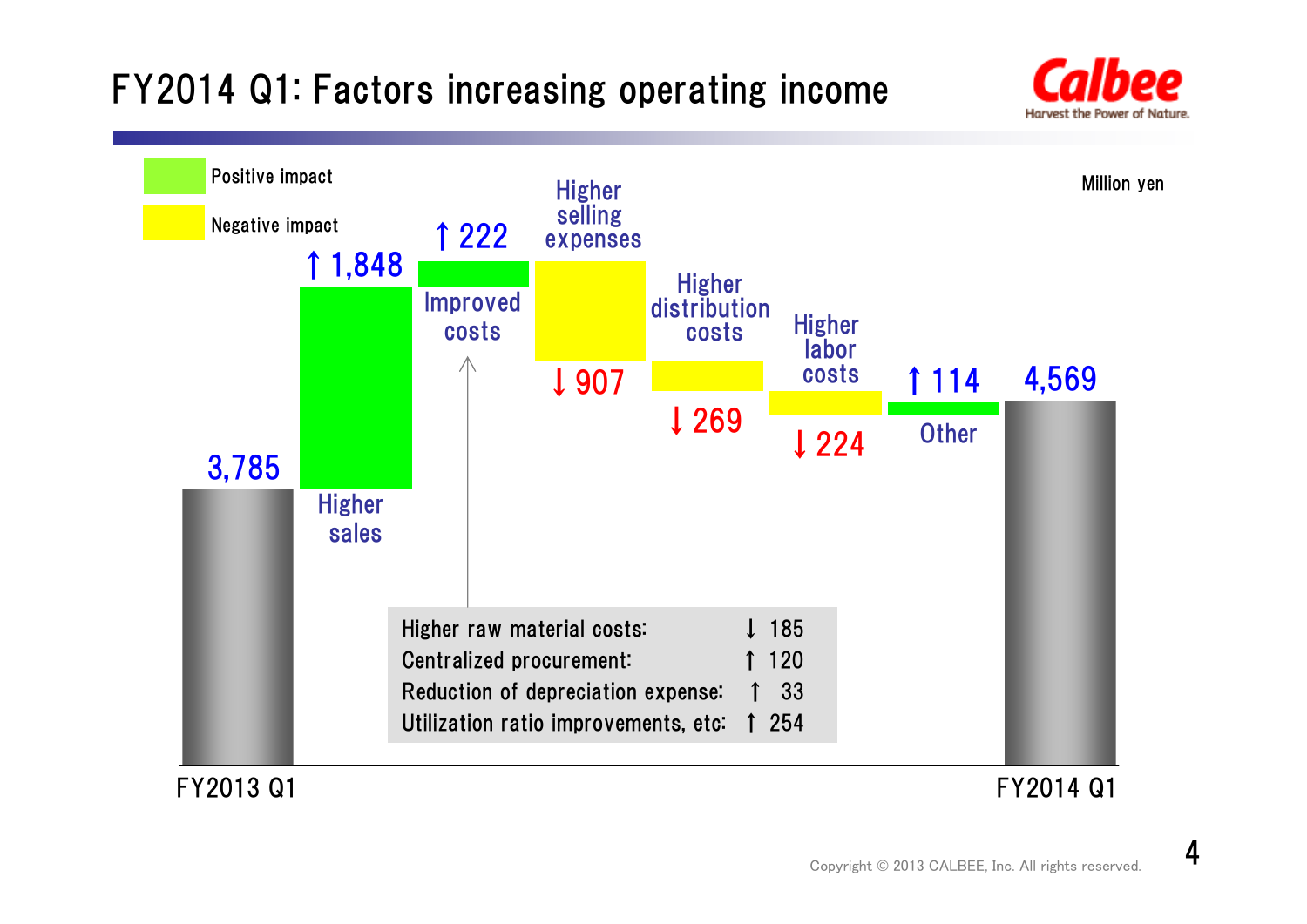# FY2014 Q1: Factors increasing operating income

Million yen

Positive impact

Negative impact

| Item | Impact |
|---|---|
| FY2013 Q1 | 3,785 |
| Higher sales | ↑ 1,848 |
| Improved costs | ↑ 222 |
| Higher selling expenses | ↓ 907 |
| Higher distribution costs | ↓ 269 |
| Higher labor costs | ↓ 224 |
| Other | ↑ 114 |
| FY2014 Q1 | 4,569 |

Improved costs breakdown:

| Item | Impact |
|---|---|
| Higher raw material costs: | ↓ 185 |
| Centralized procurement: | ↑ 120 |
| Reduction of depreciation expense: | ↑ 33 |
| Utilization ratio improvements, etc: | ↑ 254 |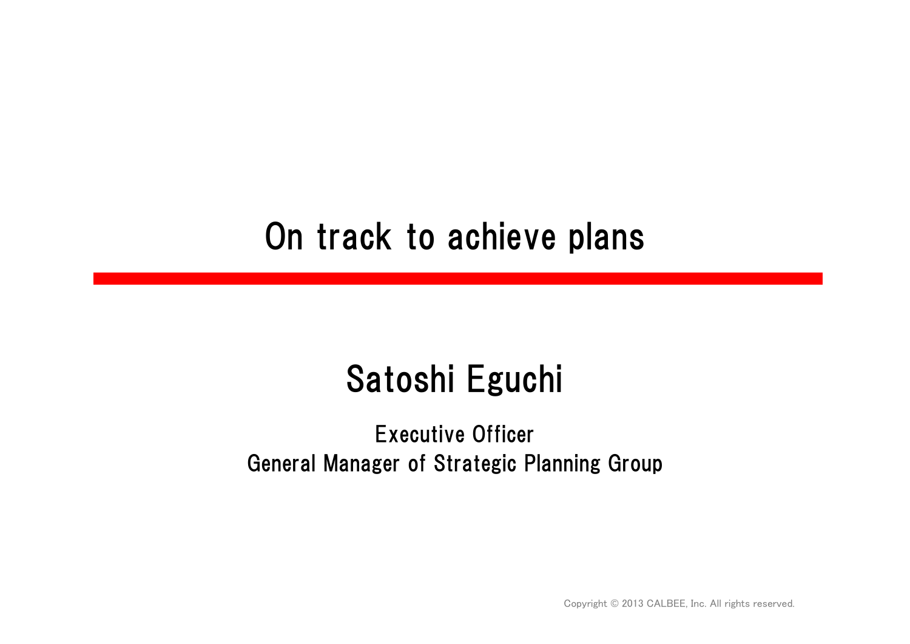# On track to achieve plans

## Satoshi Eguchi

Executive Officer
General Manager of Strategic Planning Group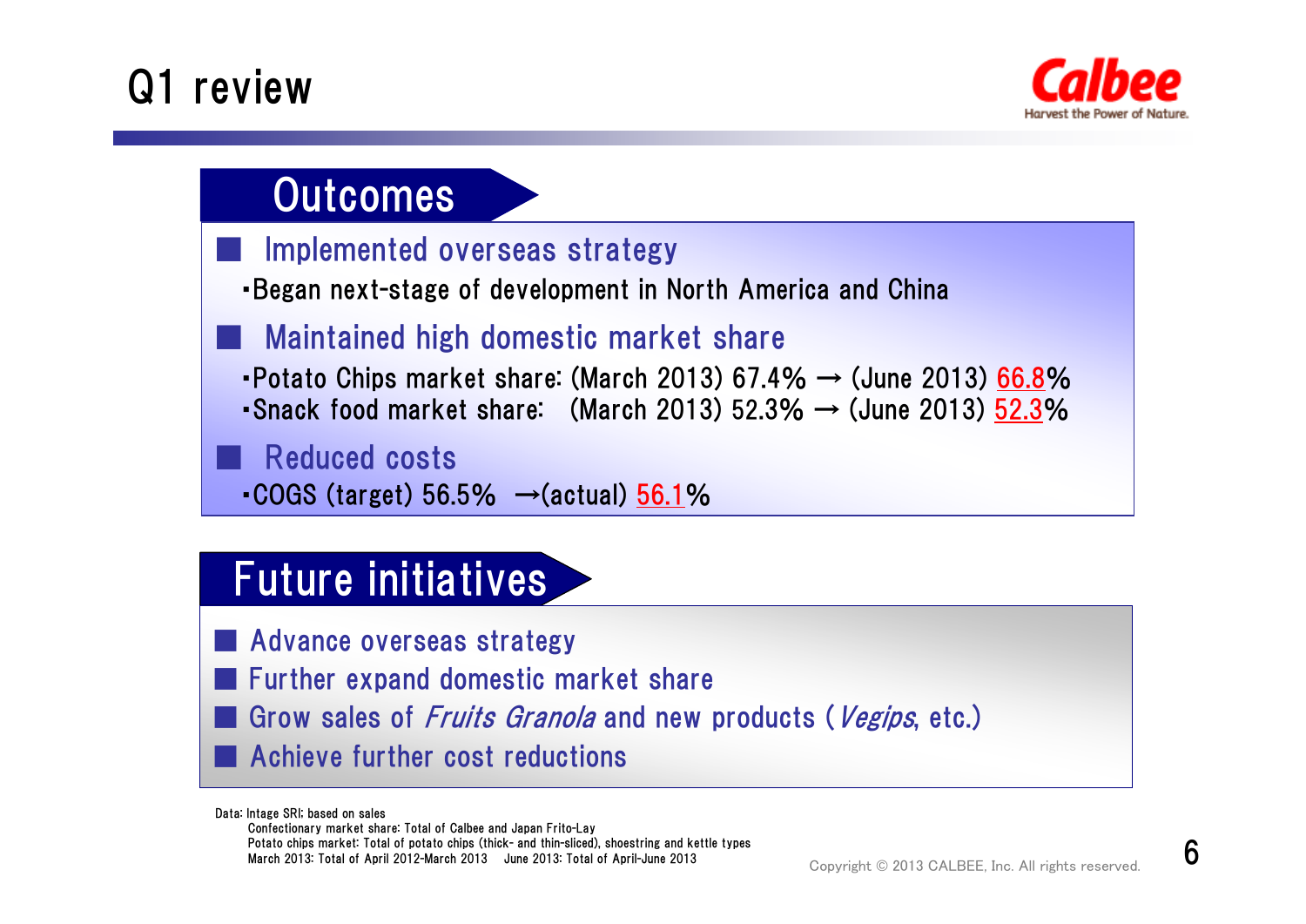# Q1 review

## Outcomes

- **Implemented overseas strategy**
  - Began next-stage of development in North America and China
- **Maintained high domestic market share**
  - Potato Chips market share: (March 2013) 67.4% → (June 2013) 66.8%
  - Snack food market share: (March 2013) 52.3% → (June 2013) 52.3%
- **Reduced costs**
  - COGS (target) 56.5% →(actual) 56.1%

## Future initiatives

- Advance overseas strategy
- Further expand domestic market share
- Grow sales of *Fruits Granola* and new products (*Vegips*, etc.)
- Achieve further cost reductions

Data: Intage SRI; based on sales
Confectionary market share: Total of Calbee and Japan Frito-Lay
Potato chips market: Total of potato chips (thick- and thin-sliced), shoestring and kettle types
March 2013: Total of April 2012-March 2013 June 2013: Total of April-June 2013

Copyright © 2013 CALBEE, Inc. All rights reserved.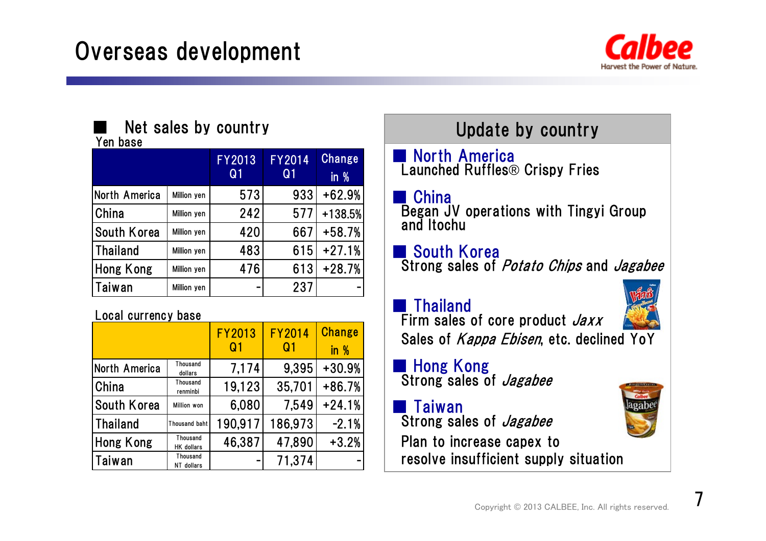# Overseas development

## Net sales by country

Yen base

| | | FY2013 Q1 | FY2014 Q1 | Change in % |
|---|---|---|---|---|
| North America | Million yen | 573 | 933 | +62.9% |
| China | Million yen | 242 | 577 | +138.5% |
| South Korea | Million yen | 420 | 667 | +58.7% |
| Thailand | Million yen | 483 | 615 | +27.1% |
| Hong Kong | Million yen | 476 | 613 | +28.7% |
| Taiwan | Million yen | - | 237 | - |

Local currency base

| | | FY2013 Q1 | FY2014 Q1 | Change in % |
|---|---|---|---|---|
| North America | Thousand dollars | 7,174 | 9,395 | +30.9% |
| China | Thousand renminbi | 19,123 | 35,701 | +86.7% |
| South Korea | Million won | 6,080 | 7,549 | +24.1% |
| Thailand | Thousand baht | 190,917 | 186,973 | -2.1% |
| Hong Kong | Thousand HK dollars | 46,387 | 47,890 | +3.2% |
| Taiwan | Thousand NT dollars | - | 71,374 | - |

## Update by country

**North America**
Launched Ruffles® Crispy Fries

**China**
Began JV operations with Tingyi Group and Itochu

**South Korea**
Strong sales of *Potato Chips* and *Jagabee*

**Thailand**
Firm sales of core product *Jaxx*
Sales of *Kappa Ebisen*, etc. declined YoY

**Hong Kong**
Strong sales of *Jagabee*

**Taiwan**
Strong sales of *Jagabee*
Plan to increase capex to resolve insufficient supply situation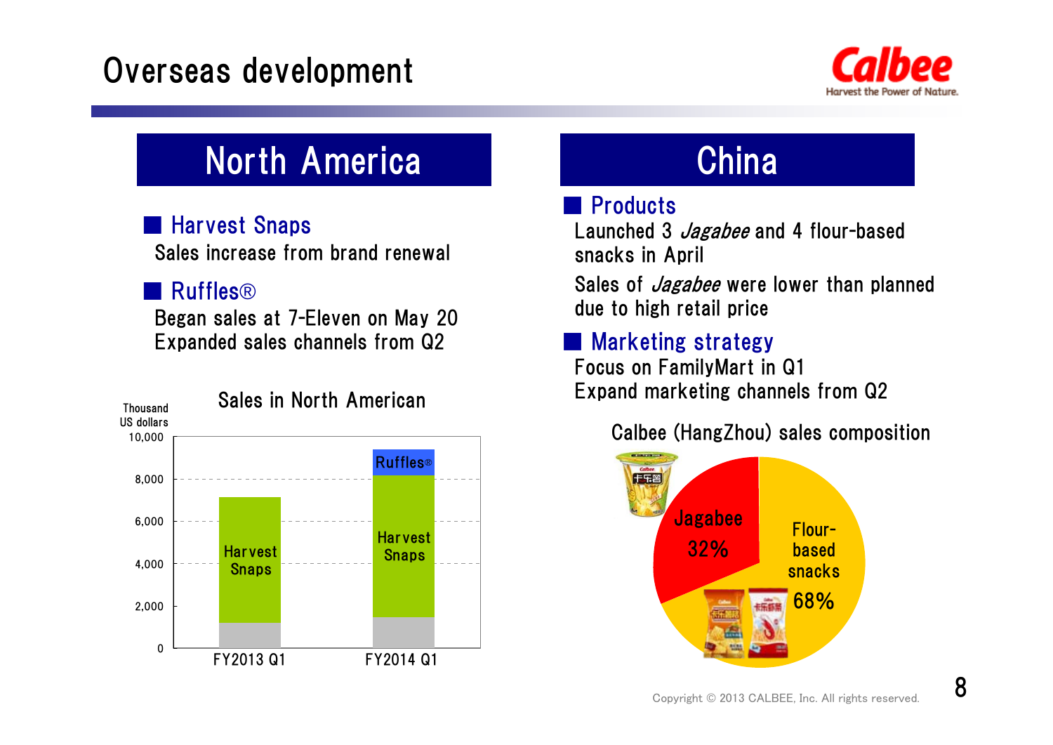# Overseas development

## North America

### Harvest Snaps

Sales increase from brand renewal

### Ruffles®

Began sales at 7-Eleven on May 20
Expanded sales channels from Q2

**Sales in North American**

Thousand US dollars

| | FY2013 Q1 | FY2014 Q1 |
|---|---|---|
| Segments | Harvest Snaps | Harvest Snaps, Ruffles® |

## China

### Products

Launched 3 *Jagabee* and 4 flour-based snacks in April

Sales of *Jagabee* were lower than planned due to high retail price

### Marketing strategy

Focus on FamilyMart in Q1
Expand marketing channels from Q2

**Calbee (HangZhou) sales composition**

| Product | Share |
|---|---|
| Jagabee | 32% |
| Flour-based snacks | 68% |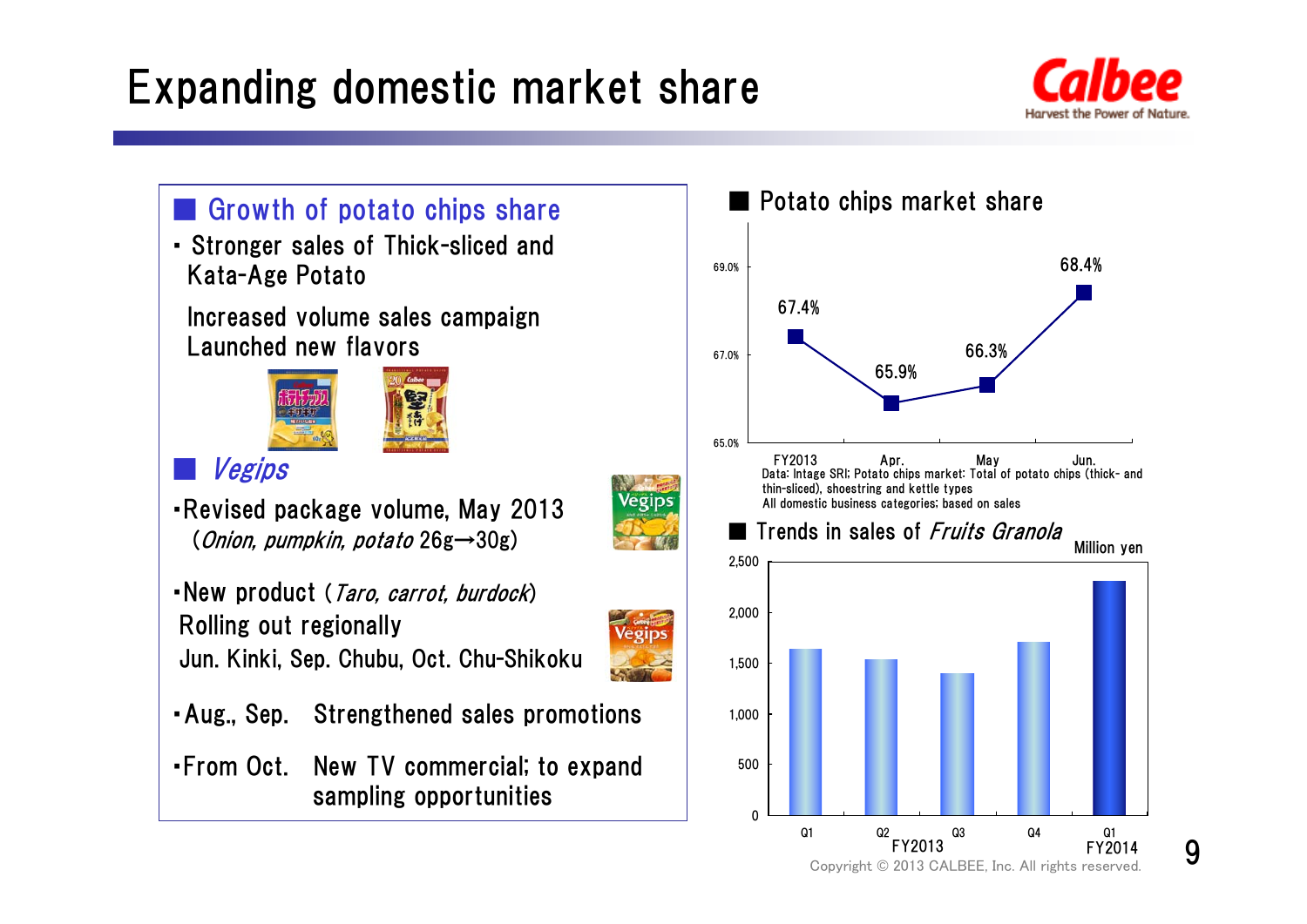# Expanding domestic market share

## Growth of potato chips share

- Stronger sales of Thick-sliced and Kata-Age Potato

  Increased volume sales campaign
  Launched new flavors

## *Vegips*

- Revised package volume, May 2013
  (*Onion, pumpkin, potato* 26g→30g)
- New product (*Taro, carrot, burdock*)
  Rolling out regionally
  Jun. Kinki, Sep. Chubu, Oct. Chu-Shikoku
- Aug., Sep. Strengthened sales promotions
- From Oct. New TV commercial; to expand sampling opportunities

## Potato chips market share

| | FY2013 | Apr. | May | Jun. |
|---|---|---|---|---|
| Market share | 67.4% | 65.9% | 66.3% | 68.4% |

Data: Intage SRI; Potato chips market: Total of potato chips (thick- and thin-sliced), shoestring and kettle types
All domestic business categories; based on sales

## Trends in sales of *Fruits Granola*

Million yen

Bar chart (y-axis 0–2,500): FY2013 Q1, Q2, Q3, Q4; FY2014 Q1

Copyright © 2013 CALBEE, Inc. All rights reserved.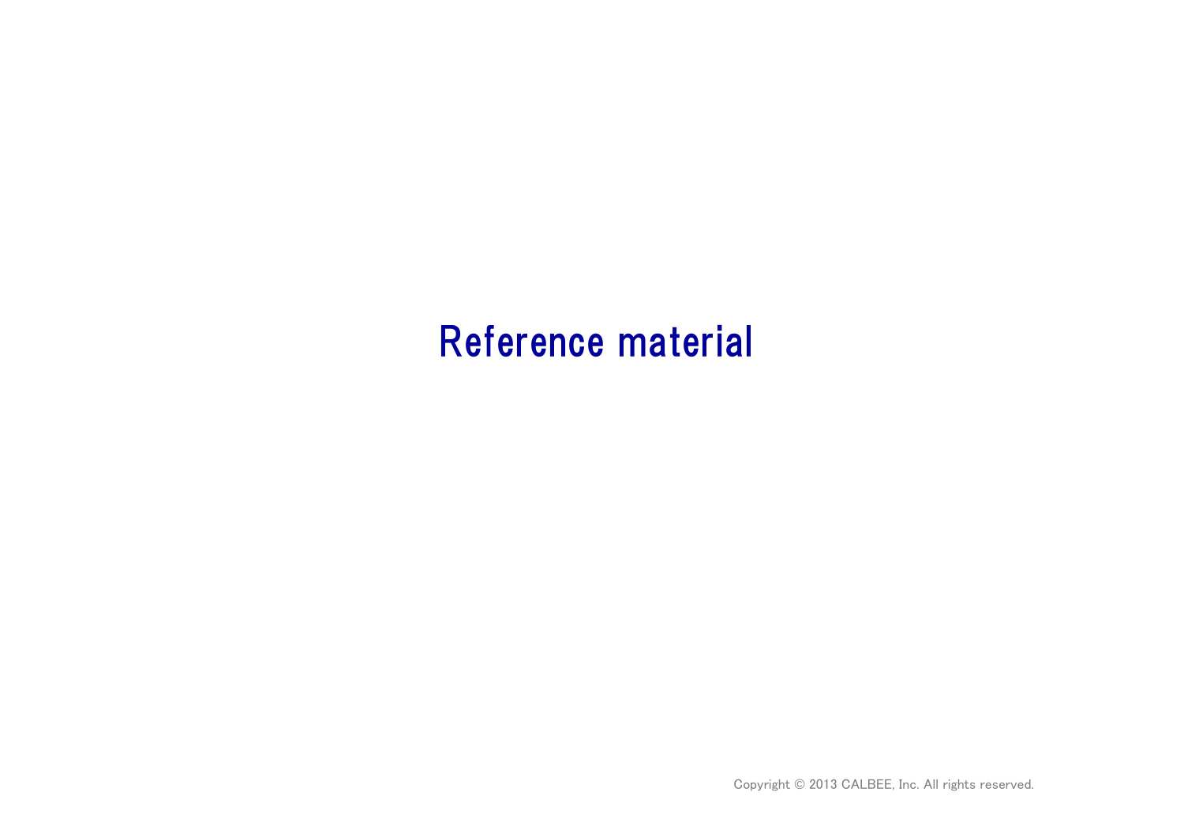# Reference material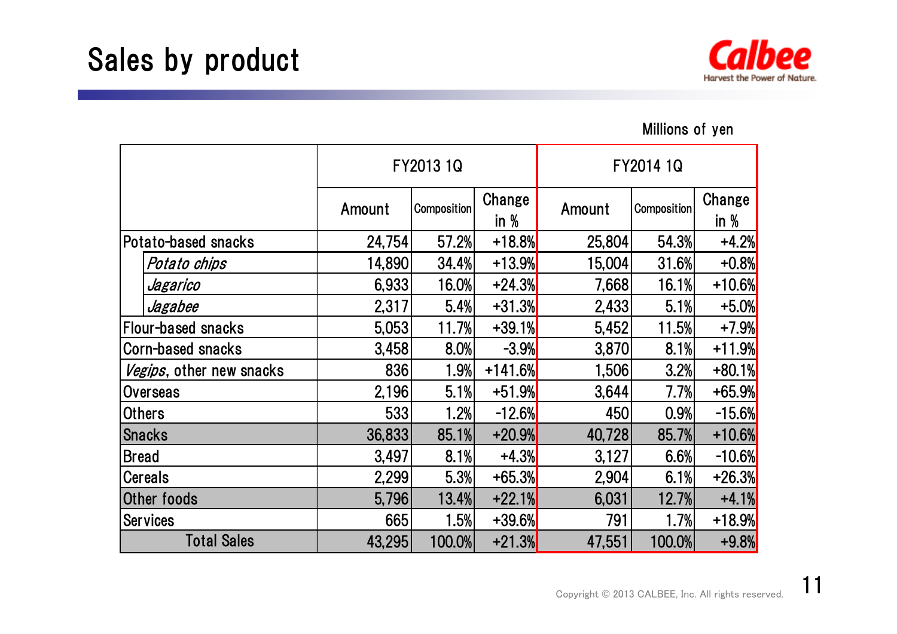# Sales by product

Millions of yen

| | | FY2013 1Q | | | FY2014 1Q | | |
|---|---|---|---|---|---|---|---|
| | | Amount | Composition | Change in % | Amount | Composition | Change in % |
| Potato-based snacks | | 24,754 | 57.2% | +18.8% | 25,804 | 54.3% | +4.2% |
| | *Potato chips* | 14,890 | 34.4% | +13.9% | 15,004 | 31.6% | +0.8% |
| | *Jagarico* | 6,933 | 16.0% | +24.3% | 7,668 | 16.1% | +10.6% |
| | *Jagabee* | 2,317 | 5.4% | +31.3% | 2,433 | 5.1% | +5.0% |
| Flour-based snacks | | 5,053 | 11.7% | +39.1% | 5,452 | 11.5% | +7.9% |
| Corn-based snacks | | 3,458 | 8.0% | -3.9% | 3,870 | 8.1% | +11.9% |
| *Vegips*, other new snacks | | 836 | 1.9% | +141.6% | 1,506 | 3.2% | +80.1% |
| Overseas | | 2,196 | 5.1% | +51.9% | 3,644 | 7.7% | +65.9% |
| Others | | 533 | 1.2% | -12.6% | 450 | 0.9% | -15.6% |
| Snacks | | 36,833 | 85.1% | +20.9% | 40,728 | 85.7% | +10.6% |
| Bread | | 3,497 | 8.1% | +4.3% | 3,127 | 6.6% | -10.6% |
| Cereals | | 2,299 | 5.3% | +65.3% | 2,904 | 6.1% | +26.3% |
| Other foods | | 5,796 | 13.4% | +22.1% | 6,031 | 12.7% | +4.1% |
| Services | | 665 | 1.5% | +39.6% | 791 | 1.7% | +18.9% |
| Total Sales | | 43,295 | 100.0% | +21.3% | 47,551 | 100.0% | +9.8% |

Copyright © 2013 CALBEE, Inc. All rights reserved.